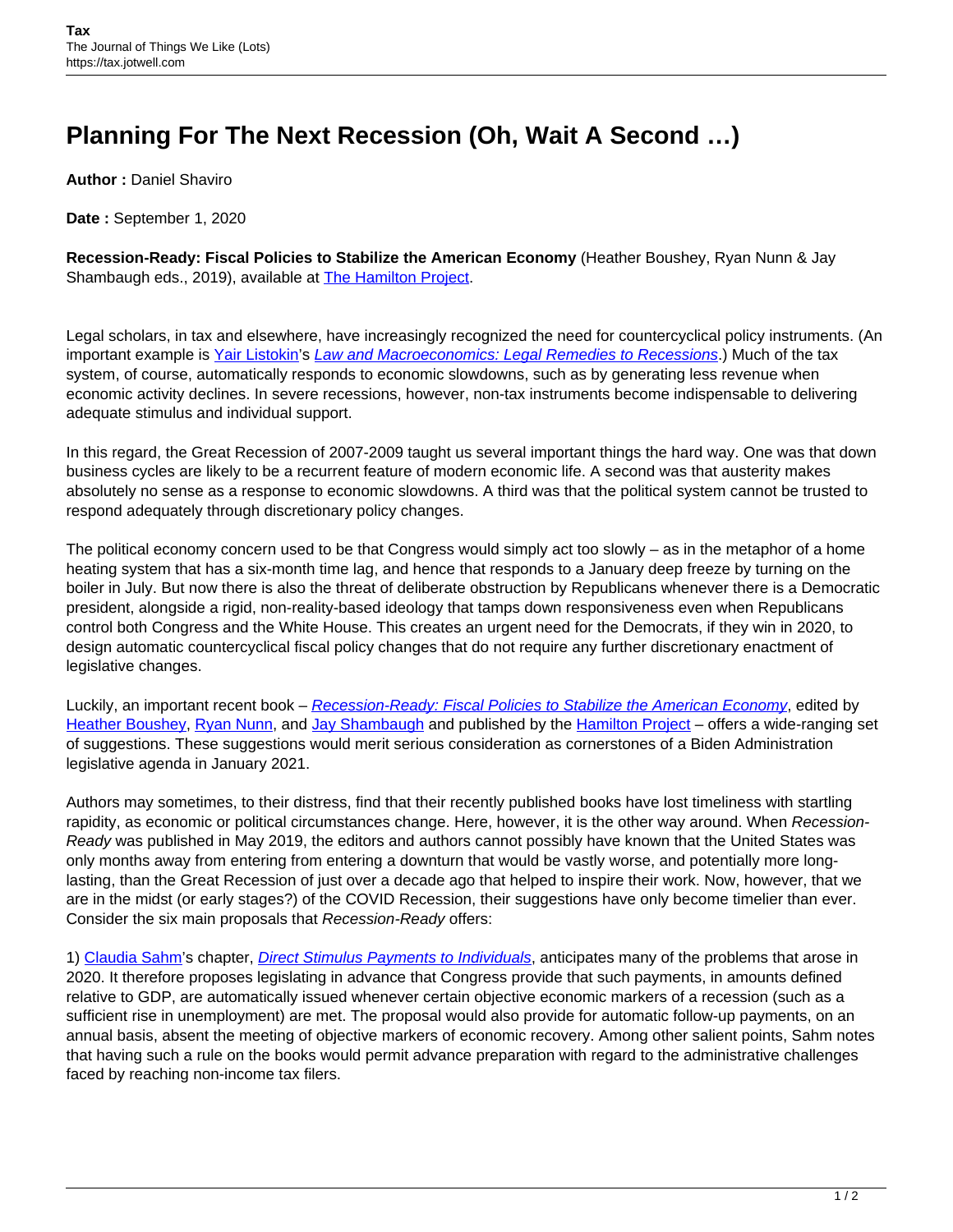# Planning For The Next Recession (Oh, Wait A Second …)

**Author :** Daniel Shaviro

**Date :** September 1, 2020

**Recession-Ready: Fiscal Policies to Stabilize the American Economy** (Heather Boushey, Ryan Nunn & Jay Shambaugh eds., 2019), available at The Hamilton Project.

Legal scholars, in tax and elsewhere, have increasingly recognized the need for countercyclical policy instruments. (An important example is Yair Listokin's *Law and Macroeconomics: Legal Remedies to Recessions*.) Much of the tax system, of course, automatically responds to economic slowdowns, such as by generating less revenue when economic activity declines. In severe recessions, however, non-tax instruments become indispensable to delivering adequate stimulus and individual support.

In this regard, the Great Recession of 2007-2009 taught us several important things the hard way. One was that down business cycles are likely to be a recurrent feature of modern economic life. A second was that austerity makes absolutely no sense as a response to economic slowdowns. A third was that the political system cannot be trusted to respond adequately through discretionary policy changes.

The political economy concern used to be that Congress would simply act too slowly – as in the metaphor of a home heating system that has a six-month time lag, and hence that responds to a January deep freeze by turning on the boiler in July. But now there is also the threat of deliberate obstruction by Republicans whenever there is a Democratic president, alongside a rigid, non-reality-based ideology that tamps down responsiveness even when Republicans control both Congress and the White House. This creates an urgent need for the Democrats, if they win in 2020, to design automatic countercyclical fiscal policy changes that do not require any further discretionary enactment of legislative changes.

Luckily, an important recent book – *Recession-Ready: Fiscal Policies to Stabilize the American Economy*, edited by Heather Boushey, Ryan Nunn, and Jay Shambaugh and published by the Hamilton Project – offers a wide-ranging set of suggestions. These suggestions would merit serious consideration as cornerstones of a Biden Administration legislative agenda in January 2021.

Authors may sometimes, to their distress, find that their recently published books have lost timeliness with startling rapidity, as economic or political circumstances change. Here, however, it is the other way around. When *Recession-Ready* was published in May 2019, the editors and authors cannot possibly have known that the United States was only months away from entering from entering a downturn that would be vastly worse, and potentially more long-lasting, than the Great Recession of just over a decade ago that helped to inspire their work. Now, however, that we are in the midst (or early stages?) of the COVID Recession, their suggestions have only become timelier than ever. Consider the six main proposals that *Recession-Ready* offers:

1) Claudia Sahm's chapter, *Direct Stimulus Payments to Individuals*, anticipates many of the problems that arose in 2020. It therefore proposes legislating in advance that Congress provide that such payments, in amounts defined relative to GDP, are automatically issued whenever certain objective economic markers of a recession (such as a sufficient rise in unemployment) are met. The proposal would also provide for automatic follow-up payments, on an annual basis, absent the meeting of objective markers of economic recovery. Among other salient points, Sahm notes that having such a rule on the books would permit advance preparation with regard to the administrative challenges faced by reaching non-income tax filers.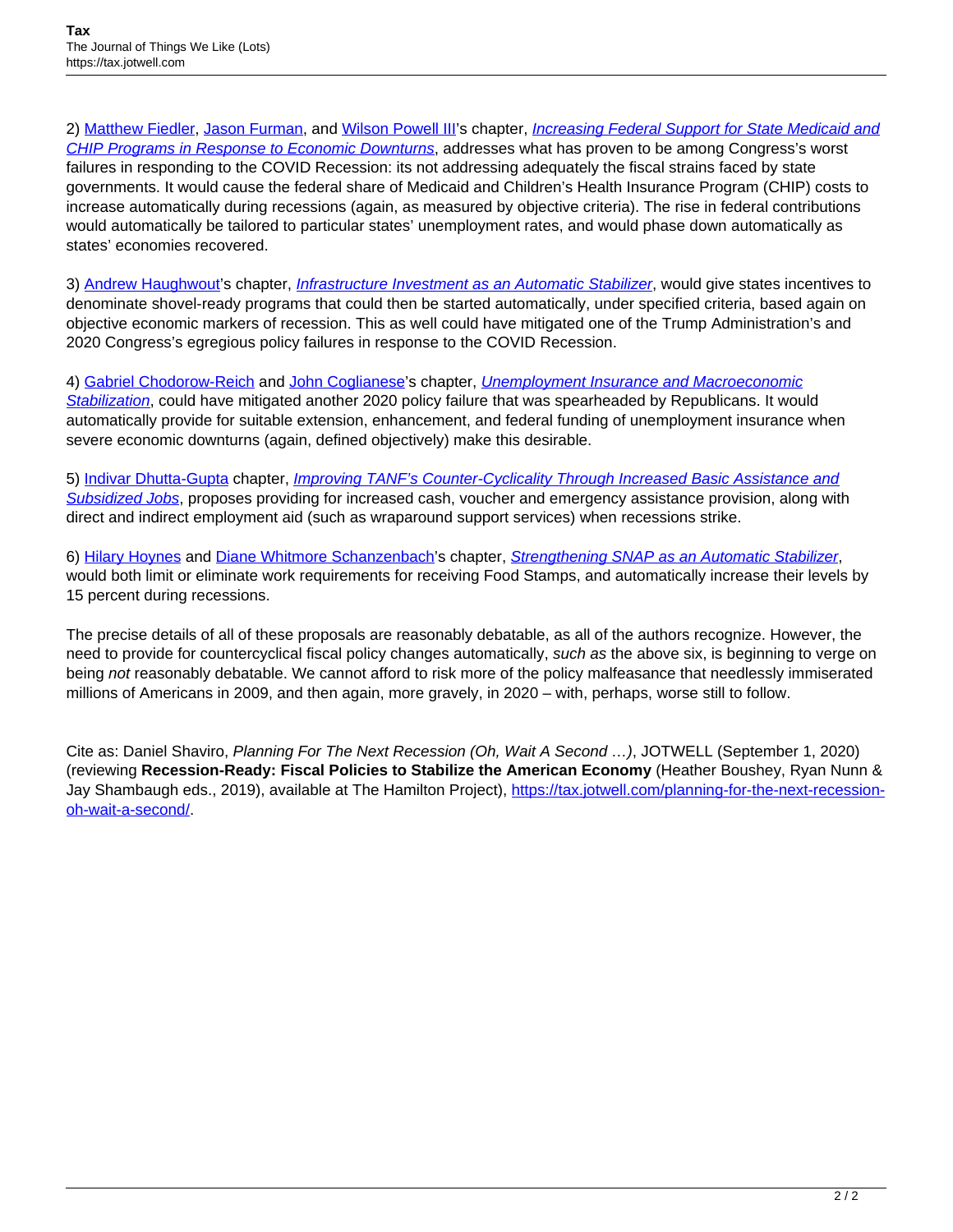2) Matthew Fiedler, Jason Furman, and Wilson Powell III's chapter, *Increasing Federal Support for State Medicaid and CHIP Programs in Response to Economic Downturns*, addresses what has proven to be among Congress's worst failures in responding to the COVID Recession: its not addressing adequately the fiscal strains faced by state governments. It would cause the federal share of Medicaid and Children's Health Insurance Program (CHIP) costs to increase automatically during recessions (again, as measured by objective criteria). The rise in federal contributions would automatically be tailored to particular states' unemployment rates, and would phase down automatically as states' economies recovered.

3) Andrew Haughwout's chapter, *Infrastructure Investment as an Automatic Stabilizer*, would give states incentives to denominate shovel-ready programs that could then be started automatically, under specified criteria, based again on objective economic markers of recession. This as well could have mitigated one of the Trump Administration's and 2020 Congress's egregious policy failures in response to the COVID Recession.

4) Gabriel Chodorow-Reich and John Coglianese's chapter, *Unemployment Insurance and Macroeconomic Stabilization*, could have mitigated another 2020 policy failure that was spearheaded by Republicans. It would automatically provide for suitable extension, enhancement, and federal funding of unemployment insurance when severe economic downturns (again, defined objectively) make this desirable.

5) Indivar Dhutta-Gupta chapter, *Improving TANF's Counter-Cyclicality Through Increased Basic Assistance and Subsidized Jobs*, proposes providing for increased cash, voucher and emergency assistance provision, along with direct and indirect employment aid (such as wraparound support services) when recessions strike.

6) Hilary Hoynes and Diane Whitmore Schanzenbach's chapter, *Strengthening SNAP as an Automatic Stabilizer*, would both limit or eliminate work requirements for receiving Food Stamps, and automatically increase their levels by 15 percent during recessions.

The precise details of all of these proposals are reasonably debatable, as all of the authors recognize. However, the need to provide for countercyclical fiscal policy changes automatically, *such as* the above six, is beginning to verge on being *not* reasonably debatable. We cannot afford to risk more of the policy malfeasance that needlessly immiserated millions of Americans in 2009, and then again, more gravely, in 2020 – with, perhaps, worse still to follow.

Cite as: Daniel Shaviro, *Planning For The Next Recession (Oh, Wait A Second …)*, JOTWELL (September 1, 2020) (reviewing **Recession-Ready: Fiscal Policies to Stabilize the American Economy** (Heather Boushey, Ryan Nunn & Jay Shambaugh eds., 2019), available at The Hamilton Project), https://tax.jotwell.com/planning-for-the-next-recession-oh-wait-a-second/.